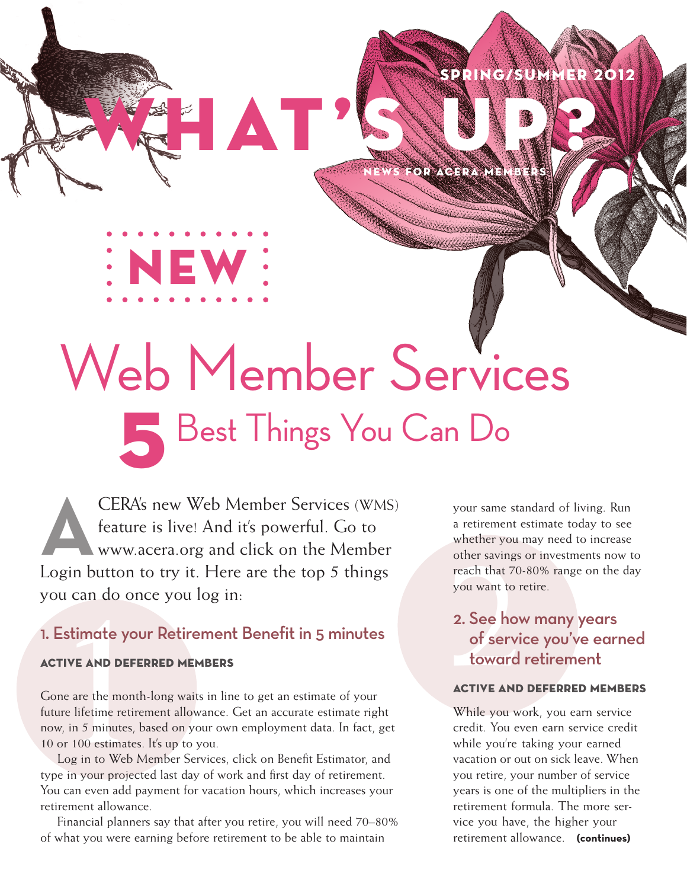SPRING/SUMMER 2012

# WHAT'S UP?

NEWS FOR ACERA MEMBERS

NEW

# Web Member Services

## 5 Best Things You Can Do

ACERA's new Web Member Services (WMS) feature is live! And it's powerful. Go to www.acera.org and click on the Member Login button to try it. Here are the top 5 things you can do once you log in:

### 1. Estimate your Retirement Benefit in 5 minutes

**ACTIVE AND DEFERRED MEMBERS**

Gone are the month-long waits in line to get an estimate of your future lifetime retirement allowance. Get an accurate estimate right now, in 5 minutes, based on your own employment data. In fact, get 10 or 100 estimates. It's up to you.

Log in to Web Member Services, click on Benefit Estimator, and type in your projected last day of work and first day of retirement. You can even add payment for vacation hours, which increases your retirement allowance.

Financial planners say that after you retire, you will need 70–80% of what you were earning before retirement to be able to maintain your same standard of living. Run a retirement estimate today to see whether you may need to increase other savings or investments now to reach that 70-80% range on the day you want to retire.

### 2. See how many years of service you've earned toward retirement

**ACTIVE AND DEFERRED MEMBERS**

While you work, you earn service credit. You even earn service credit while you're taking your earned vacation or out on sick leave. When you retire, your number of service years is one of the multipliers in the retirement formula. The more service you have, the higher your retirement allowance. **(continues)**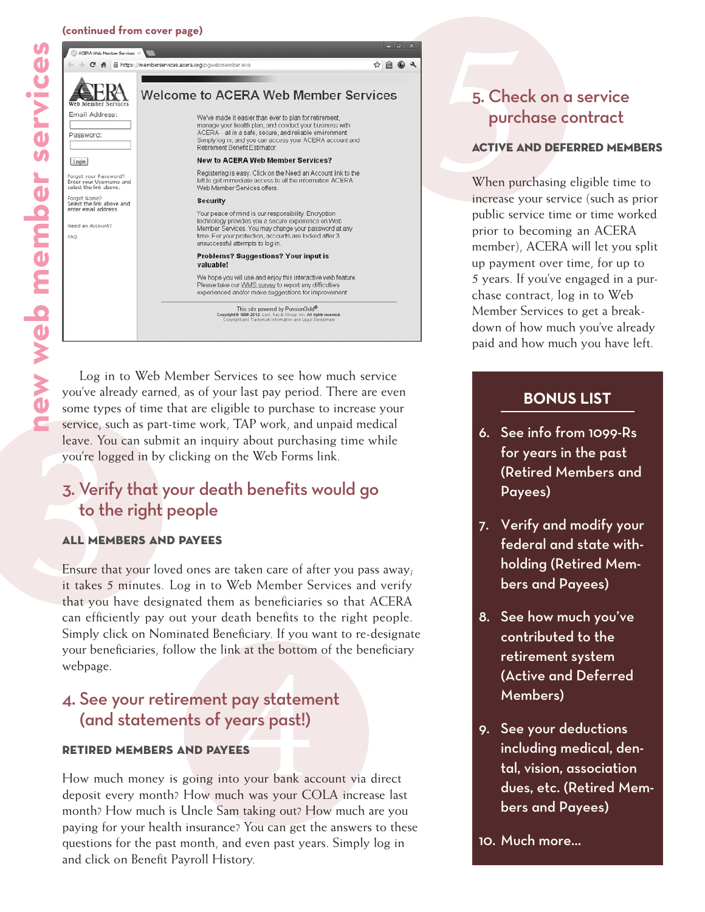(continued from cover page)

new web member services

Log in to Web Member Services to see how much service you've already earned, as of your last pay period. There are even some types of time that are eligible to purchase to increase your service, such as part-time work, TAP work, and unpaid medical leave. You can submit an inquiry about purchasing time while you're logged in by clicking on the Web Forms link.

## 3. Verify that your death benefits would go to the right people

### ALL MEMBERS AND PAYEES

Ensure that your loved ones are taken care of after you pass away; it takes 5 minutes. Log in to Web Member Services and verify that you have designated them as beneficiaries so that ACERA can efficiently pay out your death benefits to the right people. Simply click on Nominated Beneficiary. If you want to re-designate your beneficiaries, follow the link at the bottom of the beneficiary webpage.

## 4. See your retirement pay statement (and statements of years past!)

### RETIRED MEMBERS AND PAYEES

How much money is going into your bank account via direct deposit every month? How much was your COLA increase last month? How much is Uncle Sam taking out? How much are you paying for your health insurance? You can get the answers to these questions for the past month, and even past years. Simply log in and click on Benefit Payroll History.

## 5. Check on a service purchase contract

### ACTIVE AND DEFERRED MEMBERS

When purchasing eligible time to increase your service (such as prior public service time or time worked prior to becoming an ACERA member), ACERA will let you split up payment over time, for up to 5 years. If you've engaged in a purchase contract, log in to Web Member Services to get a breakdown of how much you've already paid and how much you have left.

## BONUS LIST

6. See info from 1099-Rs for years in the past (Retired Members and Payees)
7. Verify and modify your federal and state withholding (Retired Members and Payees)
8. See how much you've contributed to the retirement system (Active and Deferred Members)
9. See your deductions including medical, dental, vision, association dues, etc. (Retired Members and Payees)
10. Much more...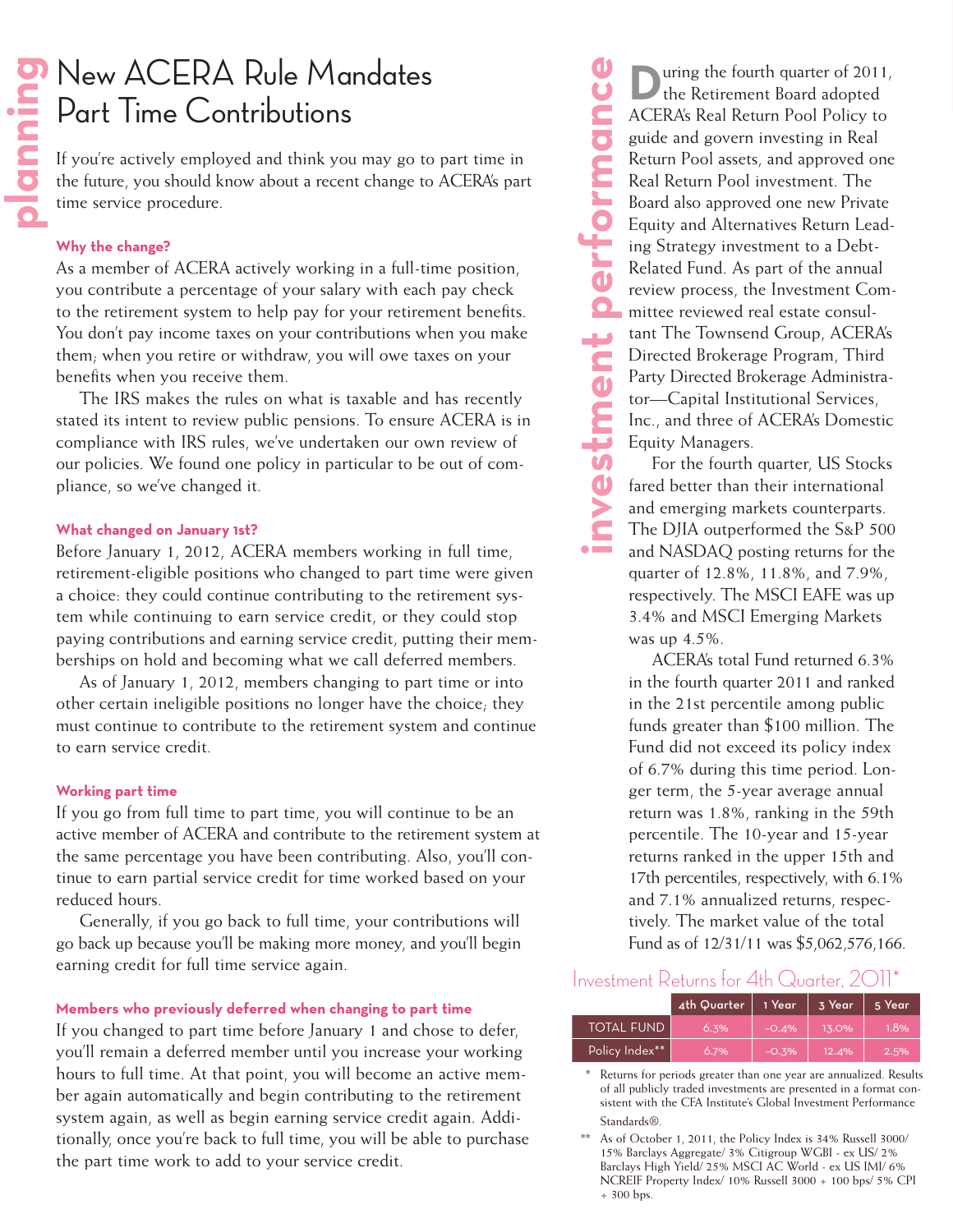# planning

## New ACERA Rule Mandates Part Time Contributions

If you're actively employed and think you may go to part time in the future, you should know about a recent change to ACERA's part time service procedure.

### Why the change?

As a member of ACERA actively working in a full-time position, you contribute a percentage of your salary with each pay check to the retirement system to help pay for your retirement benefits. You don't pay income taxes on your contributions when you make them; when you retire or withdraw, you will owe taxes on your benefits when you receive them.

The IRS makes the rules on what is taxable and has recently stated its intent to review public pensions. To ensure ACERA is in compliance with IRS rules, we've undertaken our own review of our policies. We found one policy in particular to be out of compliance, so we've changed it.

### What changed on January 1st?

Before January 1, 2012, ACERA members working in full time, retirement-eligible positions who changed to part time were given a choice: they could continue contributing to the retirement system while continuing to earn service credit, or they could stop paying contributions and earning service credit, putting their memberships on hold and becoming what we call deferred members.

As of January 1, 2012, members changing to part time or into other certain ineligible positions no longer have the choice; they must continue to contribute to the retirement system and continue to earn service credit.

### Working part time

If you go from full time to part time, you will continue to be an active member of ACERA and contribute to the retirement system at the same percentage you have been contributing. Also, you'll continue to earn partial service credit for time worked based on your reduced hours.

Generally, if you go back to full time, your contributions will go back up because you'll be making more money, and you'll begin earning credit for full time service again.

### Members who previously deferred when changing to part time

If you changed to part time before January 1 and chose to defer, you'll remain a deferred member until you increase your working hours to full time. At that point, you will become an active member again automatically and begin contributing to the retirement system again, as well as begin earning service credit again. Additionally, once you're back to full time, you will be able to purchase the part time work to add to your service credit.

# investment performance

During the fourth quarter of 2011, the Retirement Board adopted ACERA's Real Return Pool Policy to guide and govern investing in Real Return Pool assets, and approved one Real Return Pool investment. The Board also approved one new Private Equity and Alternatives Return Leading Strategy investment to a Debt-Related Fund. As part of the annual review process, the Investment Committee reviewed real estate consultant The Townsend Group, ACERA's Directed Brokerage Program, Third Party Directed Brokerage Administrator—Capital Institutional Services, Inc., and three of ACERA's Domestic Equity Managers.

For the fourth quarter, US Stocks fared better than their international and emerging markets counterparts. The DJIA outperformed the S&P 500 and NASDAQ posting returns for the quarter of 12.8%, 11.8%, and 7.9%, respectively. The MSCI EAFE was up 3.4% and MSCI Emerging Markets was up 4.5%.

ACERA's total Fund returned 6.3% in the fourth quarter 2011 and ranked in the 21st percentile among public funds greater than $100 million. The Fund did not exceed its policy index of 6.7% during this time period. Longer term, the 5-year average annual return was 1.8%, ranking in the 59th percentile. The 10-year and 15-year returns ranked in the upper 15th and 17th percentiles, respectively, with 6.1% and 7.1% annualized returns, respectively. The market value of the total Fund as of 12/31/11 was $5,062,576,166.

### Investment Returns for 4th Quarter, 2011*

| | 4th Quarter | 1 Year | 3 Year | 5 Year |
|---|---|---|---|---|
| TOTAL FUND | 6.3% | -0.4% | 13.0% | 1.8% |
| Policy Index** | 6.7% | -0.3% | 12.4% | 2.5% |

\* Returns for periods greater than one year are annualized. Results of all publicly traded investments are presented in a format consistent with the CFA Institute's Global Investment Performance Standards®.

\*\* As of October 1, 2011, the Policy Index is 34% Russell 3000/ 15% Barclays Aggregate/ 3% Citigroup WGBI - ex US/ 2% Barclays High Yield/ 25% MSCI AC World - ex US IMI/ 6% NCREIF Property Index/ 10% Russell 3000 + 100 bps/ 5% CPI + 300 bps.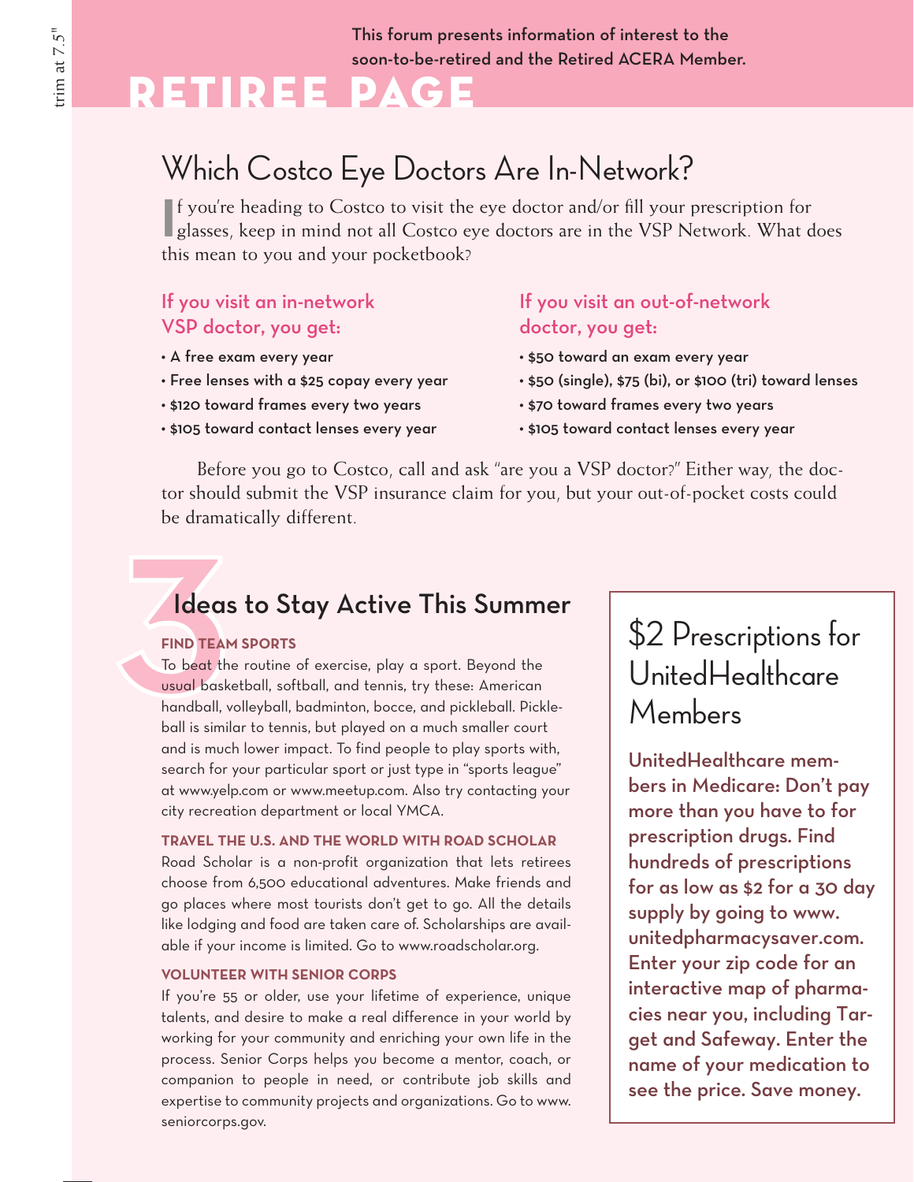This forum presents information of interest to the soon-to-be-retired and the Retired ACERA Member.

# RETIREE PAGE

## Which Costco Eye Doctors Are In-Network?

If you're heading to Costco to visit the eye doctor and/or fill your prescription for glasses, keep in mind not all Costco eye doctors are in the VSP Network. What does this mean to you and your pocketbook?

### If you visit an in-network VSP doctor, you get:

- A free exam every year
- Free lenses with a $25 copay every year
- $120 toward frames every two years
- $105 toward contact lenses every year

### If you visit an out-of-network doctor, you get:

- $50 toward an exam every year
- $50 (single), $75 (bi), or $100 (tri) toward lenses
- $70 toward frames every two years
- $105 toward contact lenses every year

Before you go to Costco, call and ask "are you a VSP doctor?" Either way, the doctor should submit the VSP insurance claim for you, but your out-of-pocket costs could be dramatically different.

## 3 Ideas to Stay Active This Summer

### FIND TEAM SPORTS

To beat the routine of exercise, play a sport. Beyond the usual basketball, softball, and tennis, try these: American handball, volleyball, badminton, bocce, and pickleball. Pickleball is similar to tennis, but played on a much smaller court and is much lower impact. To find people to play sports with, search for your particular sport or just type in "sports league" at www.yelp.com or www.meetup.com. Also try contacting your city recreation department or local YMCA.

### TRAVEL THE U.S. AND THE WORLD WITH ROAD SCHOLAR

Road Scholar is a non-profit organization that lets retirees choose from 6,500 educational adventures. Make friends and go places where most tourists don't get to go. All the details like lodging and food are taken care of. Scholarships are available if your income is limited. Go to www.roadscholar.org.

### VOLUNTEER WITH SENIOR CORPS

If you're 55 or older, use your lifetime of experience, unique talents, and desire to make a real difference in your world by working for your community and enriching your own life in the process. Senior Corps helps you become a mentor, coach, or companion to people in need, or contribute job skills and expertise to community projects and organizations. Go to www.seniorcorps.gov.

## $2 Prescriptions for UnitedHealthcare Members

**UnitedHealthcare members in Medicare: Don't pay more than you have to for prescription drugs. Find hundreds of prescriptions for as low as $2 for a 30 day supply by going to www.unitedpharmacysaver.com. Enter your zip code for an interactive map of pharmacies near you, including Target and Safeway. Enter the name of your medication to see the price. Save money.**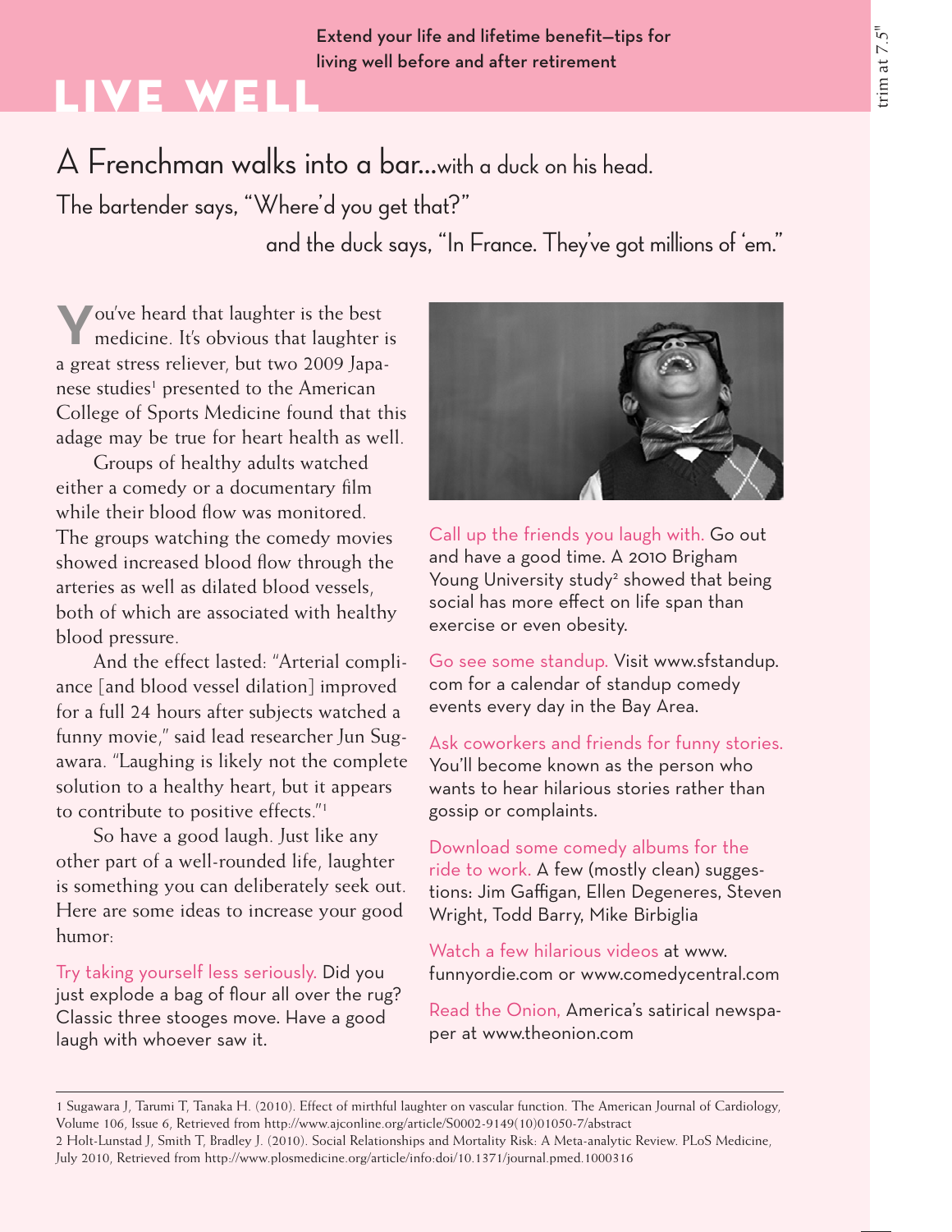# LIVE WELL

Extend your life and lifetime benefit—tips for living well before and after retirement

## A Frenchman walks into a bar...with a duck on his head.

The bartender says, "Where'd you get that?"

and the duck says, "In France. They've got millions of 'em."

You've heard that laughter is the best medicine. It's obvious that laughter is a great stress reliever, but two 2009 Japanese studies[1] presented to the American College of Sports Medicine found that this adage may be true for heart health as well.

Groups of healthy adults watched either a comedy or a documentary film while their blood flow was monitored. The groups watching the comedy movies showed increased blood flow through the arteries as well as dilated blood vessels, both of which are associated with healthy blood pressure.

And the effect lasted: "Arterial compliance [and blood vessel dilation] improved for a full 24 hours after subjects watched a funny movie," said lead researcher Jun Sugawara. "Laughing is likely not the complete solution to a healthy heart, but it appears to contribute to positive effects."[1]

So have a good laugh. Just like any other part of a well-rounded life, laughter is something you can deliberately seek out. Here are some ideas to increase your good humor:

**Try taking yourself less seriously.** Did you just explode a bag of flour all over the rug? Classic three stooges move. Have a good laugh with whoever saw it.

**Call up the friends you laugh with.** Go out and have a good time. A 2010 Brigham Young University study[2] showed that being social has more effect on life span than exercise or even obesity.

**Go see some standup.** Visit www.sfstandup.com for a calendar of standup comedy events every day in the Bay Area.

**Ask coworkers and friends for funny stories.** You'll become known as the person who wants to hear hilarious stories rather than gossip or complaints.

**Download some comedy albums for the ride to work.** A few (mostly clean) suggestions: Jim Gaffigan, Ellen Degeneres, Steven Wright, Todd Barry, Mike Birbiglia

**Watch a few hilarious videos** at www.funnyordie.com or www.comedycentral.com

**Read the Onion,** America's satirical newspaper at www.theonion.com

---

1 Sugawara J, Tarumi T, Tanaka H. (2010). Effect of mirthful laughter on vascular function. The American Journal of Cardiology, Volume 106, Issue 6, Retrieved from http://www.ajconline.org/article/S0002-9149(10)01050-7/abstract

2 Holt-Lunstad J, Smith T, Bradley J. (2010). Social Relationships and Mortality Risk: A Meta-analytic Review. PLoS Medicine, July 2010, Retrieved from http://www.plosmedicine.org/article/info:doi/10.1371/journal.pmed.1000316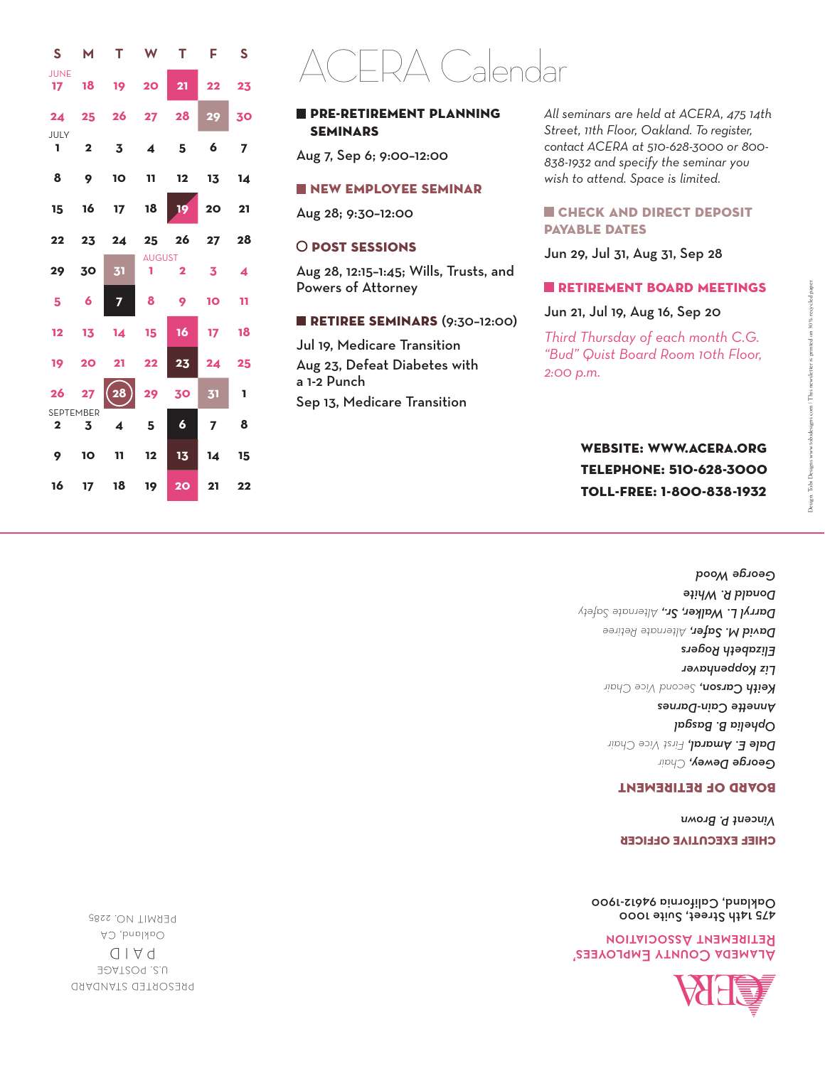| S | M | T | W | T | F | S |
|---|---|---|---|---|---|---|
| JUNE 17 | 18 | 19 | 20 | 21 | 22 | 23 |
| 24 | 25 | 26 | 27 | 28 | 29 | 30 |
| JULY 1 | 2 | 3 | 4 | 5 | 6 | 7 |
| 8 | 9 | 10 | 11 | 12 | 13 | 14 |
| 15 | 16 | 17 | 18 | 19 | 20 | 21 |
| 22 | 23 | 24 | 25 | 26 | 27 | 28 |
| 29 | 30 | 31 | AUGUST 1 | 2 | 3 | 4 |
| 5 | 6 | 7 | 8 | 9 | 10 | 11 |
| 12 | 13 | 14 | 15 | 16 | 17 | 18 |
| 19 | 20 | 21 | 22 | 23 | 24 | 25 |
| 26 | 27 | 28 | 29 | 30 | 31 | 1 |
| SEPTEMBER 2 | 3 | 4 | 5 | 6 | 7 | 8 |
| 9 | 10 | 11 | 12 | 13 | 14 | 15 |
| 16 | 17 | 18 | 19 | 20 | 21 | 22 |

# ACERA Calendar

## PRE-RETIREMENT PLANNING SEMINARS

Aug 7, Sep 6; 9:00–12:00

## NEW EMPLOYEE SEMINAR

Aug 28; 9:30–12:00

## POST SESSIONS

Aug 28, 12:15–1:45; Wills, Trusts, and Powers of Attorney

## RETIREE SEMINARS (9:30–12:00)

Jul 19, Medicare Transition

Aug 23, Defeat Diabetes with a 1-2 Punch

Sep 13, Medicare Transition

*All seminars are held at ACERA, 475 14th Street, 11th Floor, Oakland. To register, contact ACERA at 510-628-3000 or 800-838-1932 and specify the seminar you wish to attend. Space is limited.*

## CHECK AND DIRECT DEPOSIT PAYABLE DATES

Jun 29, Jul 31, Aug 31, Sep 28

## RETIREMENT BOARD MEETINGS

Jun 21, Jul 19, Aug 16, Sep 20

*Third Thursday of each month C.G. "Bud" Quist Board Room 10th Floor, 2:00 p.m.*

**WEBSITE: WWW.ACERA.ORG**
**TELEPHONE: 510-628-3000**
**TOLL-FREE: 1-800-838-1932**

Design: Tobi Designs www.tobidesigns.com | This newsletter is printed on 30% recycled paper

ACERA

ALAMEDA COUNTY EMPLOYEES' RETIREMENT ASSOCIATION
475 14th Street, Suite 1000
Oakland, California 94612-1900

PRESORTED STANDARD
U.S. POSTAGE
PAID
Oakland, CA
PERMIT NO. 2285

**CHIEF EXECUTIVE OFFICER**

*Vincent P. Brown*

**BOARD OF RETIREMENT**

*George Dewey*, Chair
*Dale E. Amaral*, First Vice Chair
*Ophelia B. Basgal*
*Annette Cain-Darnes*
*Keith Carson*, Second Vice Chair
*Liz Koppenhaver*
*Elizabeth Rogers*
*David M. Safer*, Alternate Retiree
*Darryl L. Walker, Sr.*, Alternate Safety
*Donald R. White*
*George Wood*